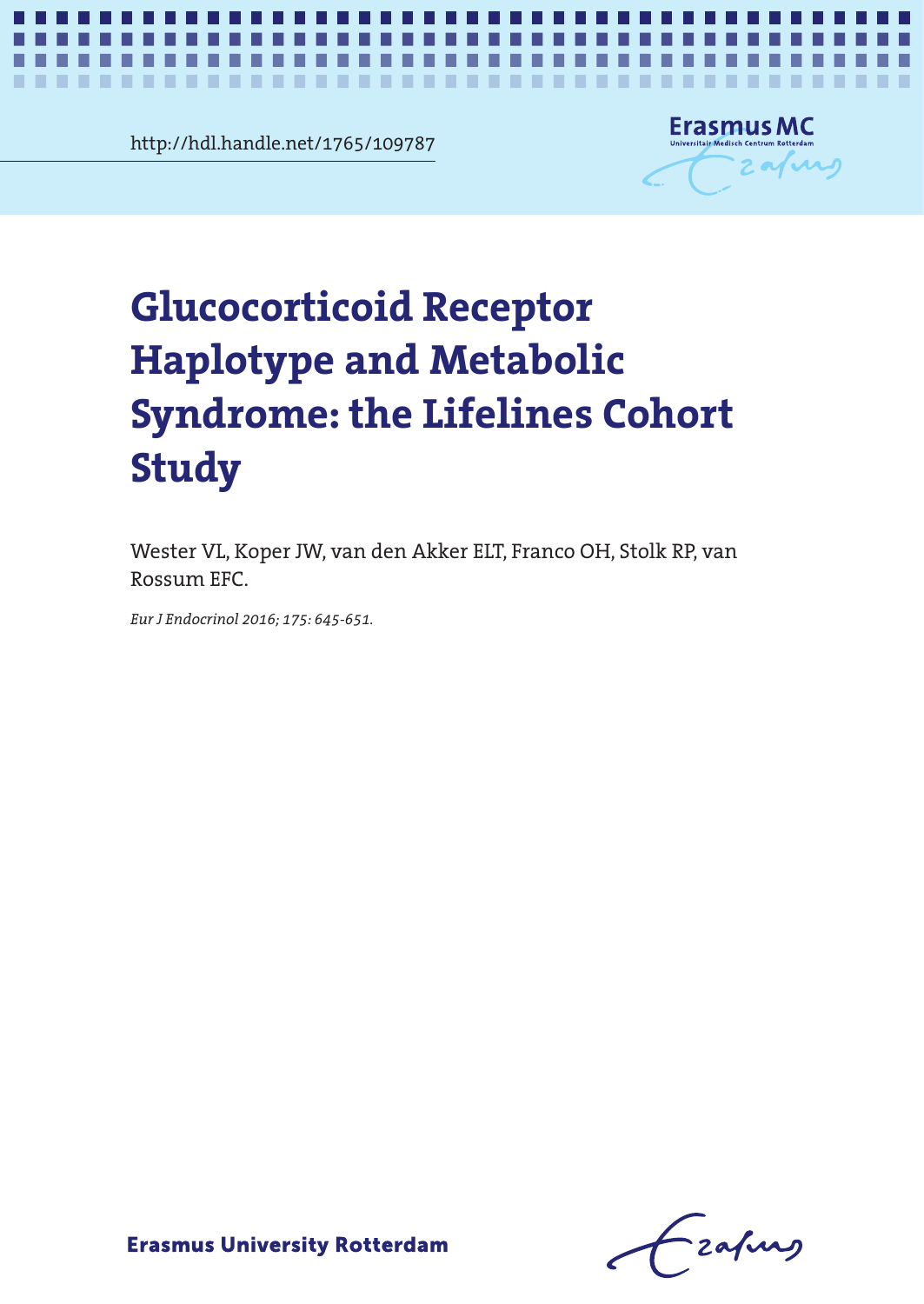http://hdl.handle.net/1765/109787

# Glucocorticoid Receptor Haplotype and Metabolic Syndrome: the Lifelines Cohort Study

Wester VL, Koper JW, van den Akker ELT, Franco OH, Stolk RP, van Rossum EFC.

*Eur J Endocrinol 2016; 175: 645-651.*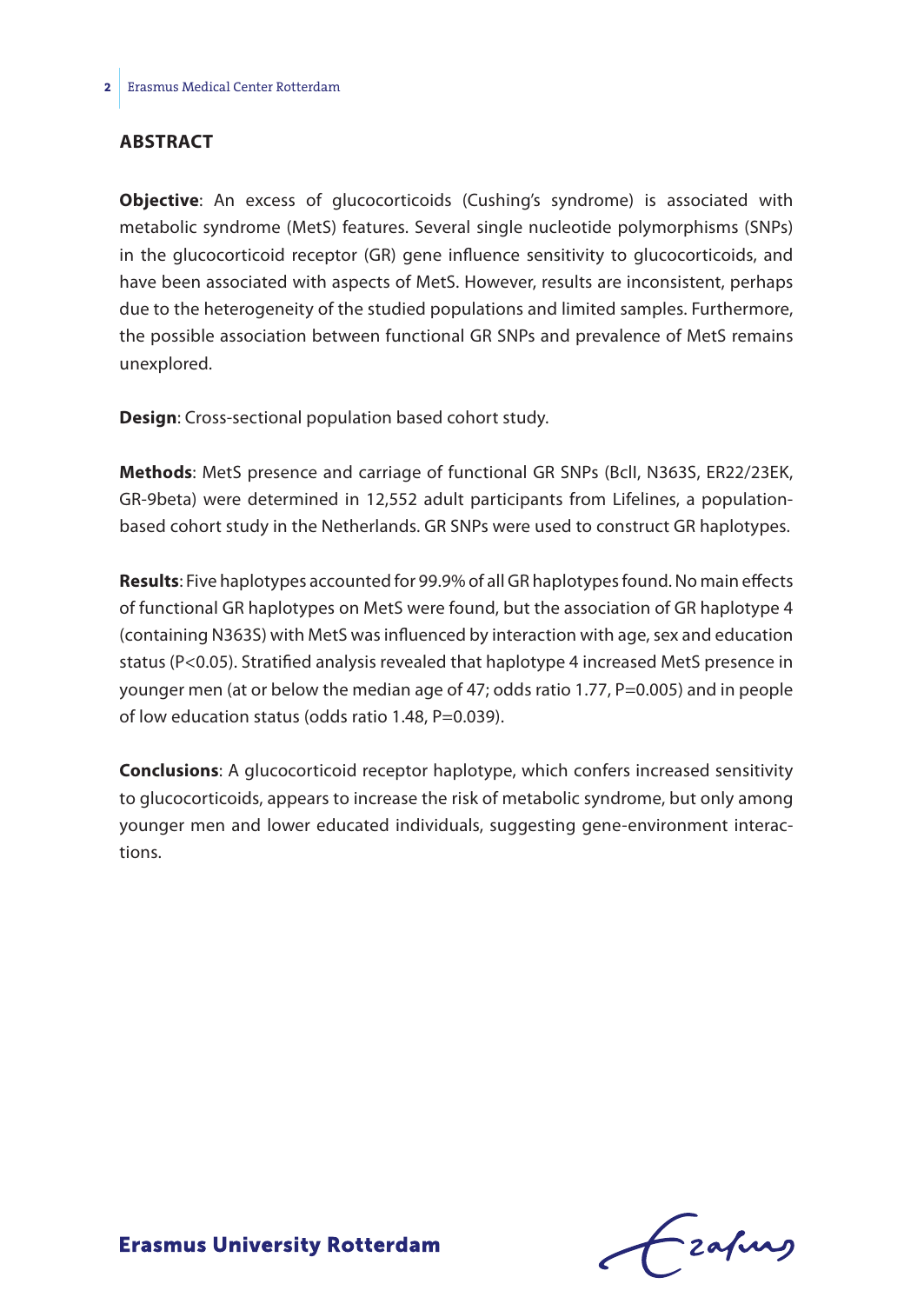## ABSTRACT

**Objective**: An excess of glucocorticoids (Cushing's syndrome) is associated with metabolic syndrome (MetS) features. Several single nucleotide polymorphisms (SNPs) in the glucocorticoid receptor (GR) gene influence sensitivity to glucocorticoids, and have been associated with aspects of MetS. However, results are inconsistent, perhaps due to the heterogeneity of the studied populations and limited samples. Furthermore, the possible association between functional GR SNPs and prevalence of MetS remains unexplored.

**Design**: Cross-sectional population based cohort study.

**Methods**: MetS presence and carriage of functional GR SNPs (BclI, N363S, ER22/23EK, GR-9beta) were determined in 12,552 adult participants from Lifelines, a population-based cohort study in the Netherlands. GR SNPs were used to construct GR haplotypes.

**Results**: Five haplotypes accounted for 99.9% of all GR haplotypes found. No main effects of functional GR haplotypes on MetS were found, but the association of GR haplotype 4 (containing N363S) with MetS was influenced by interaction with age, sex and education status ($P<0.05$). Stratified analysis revealed that haplotype 4 increased MetS presence in younger men (at or below the median age of 47; odds ratio 1.77, $P=0.005$) and in people of low education status (odds ratio 1.48, $P=0.039$).

**Conclusions**: A glucocorticoid receptor haplotype, which confers increased sensitivity to glucocorticoids, appears to increase the risk of metabolic syndrome, but only among younger men and lower educated individuals, suggesting gene-environment interactions.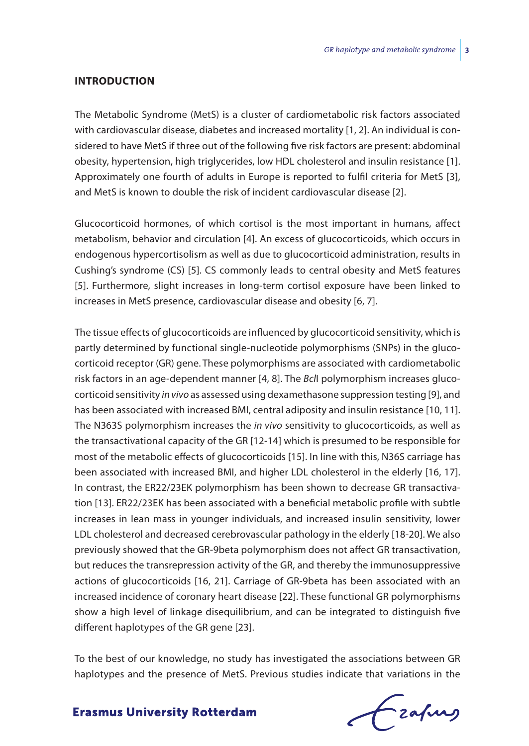## INTRODUCTION

The Metabolic Syndrome (MetS) is a cluster of cardiometabolic risk factors associated with cardiovascular disease, diabetes and increased mortality [1, 2]. An individual is considered to have MetS if three out of the following five risk factors are present: abdominal obesity, hypertension, high triglycerides, low HDL cholesterol and insulin resistance [1]. Approximately one fourth of adults in Europe is reported to fulfil criteria for MetS [3], and MetS is known to double the risk of incident cardiovascular disease [2].

Glucocorticoid hormones, of which cortisol is the most important in humans, affect metabolism, behavior and circulation [4]. An excess of glucocorticoids, which occurs in endogenous hypercortisolism as well as due to glucocorticoid administration, results in Cushing's syndrome (CS) [5]. CS commonly leads to central obesity and MetS features [5]. Furthermore, slight increases in long-term cortisol exposure have been linked to increases in MetS presence, cardiovascular disease and obesity [6, 7].

The tissue effects of glucocorticoids are influenced by glucocorticoid sensitivity, which is partly determined by functional single-nucleotide polymorphisms (SNPs) in the glucocorticoid receptor (GR) gene. These polymorphisms are associated with cardiometabolic risk factors in an age-dependent manner [4, 8]. The *Bcl*I polymorphism increases glucocorticoid sensitivity *in vivo* as assessed using dexamethasone suppression testing [9], and has been associated with increased BMI, central adiposity and insulin resistance [10, 11]. The N363S polymorphism increases the *in vivo* sensitivity to glucocorticoids, as well as the transactivational capacity of the GR [12-14] which is presumed to be responsible for most of the metabolic effects of glucocorticoids [15]. In line with this, N36S carriage has been associated with increased BMI, and higher LDL cholesterol in the elderly [16, 17]. In contrast, the ER22/23EK polymorphism has been shown to decrease GR transactivation [13]. ER22/23EK has been associated with a beneficial metabolic profile with subtle increases in lean mass in younger individuals, and increased insulin sensitivity, lower LDL cholesterol and decreased cerebrovascular pathology in the elderly [18-20]. We also previously showed that the GR-9beta polymorphism does not affect GR transactivation, but reduces the transrepression activity of the GR, and thereby the immunosuppressive actions of glucocorticoids [16, 21]. Carriage of GR-9beta has been associated with an increased incidence of coronary heart disease [22]. These functional GR polymorphisms show a high level of linkage disequilibrium, and can be integrated to distinguish five different haplotypes of the GR gene [23].

To the best of our knowledge, no study has investigated the associations between GR haplotypes and the presence of MetS. Previous studies indicate that variations in the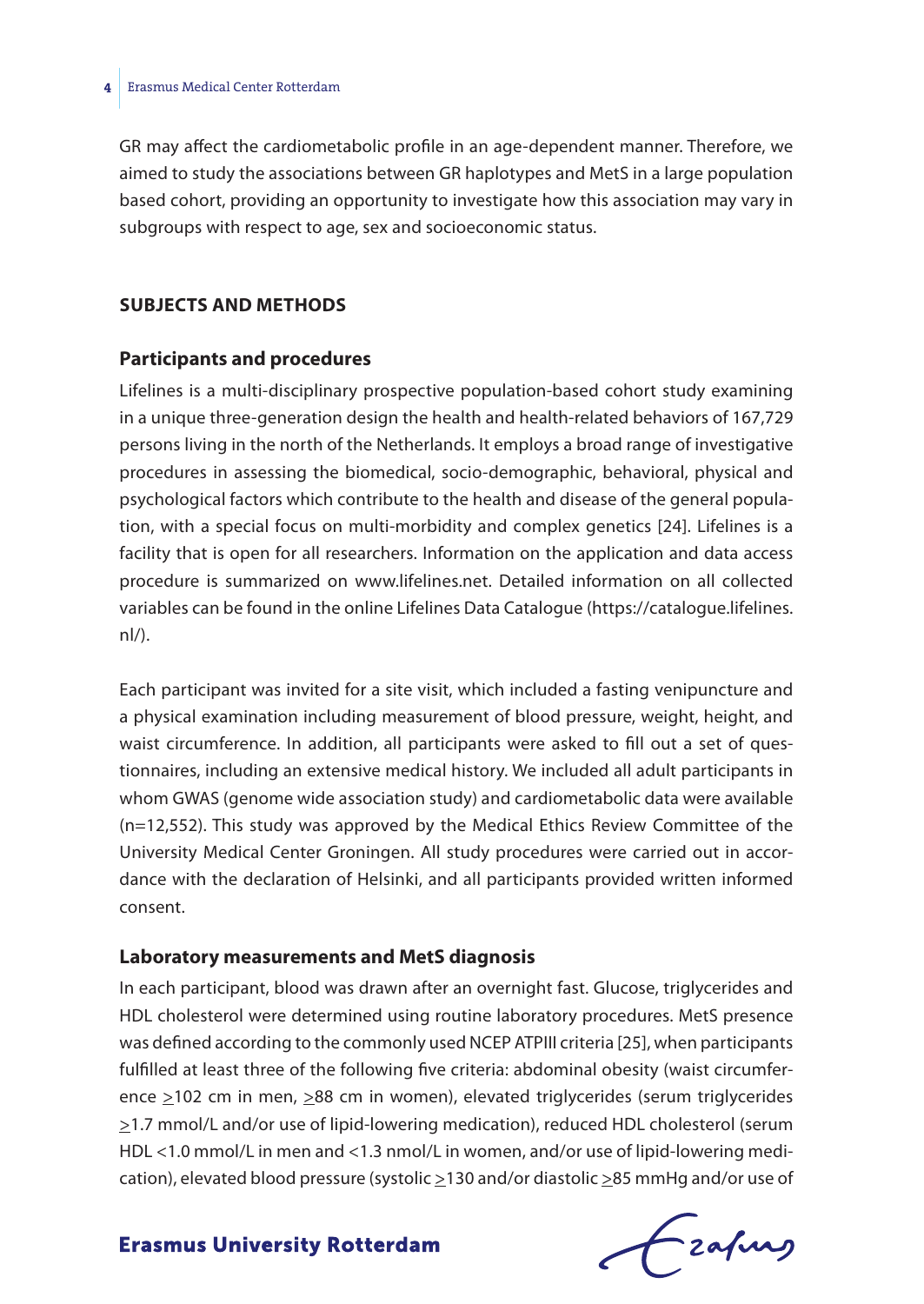GR may affect the cardiometabolic profile in an age-dependent manner. Therefore, we aimed to study the associations between GR haplotypes and MetS in a large population based cohort, providing an opportunity to investigate how this association may vary in subgroups with respect to age, sex and socioeconomic status.

## SUBJECTS AND METHODS

### Participants and procedures

Lifelines is a multi-disciplinary prospective population-based cohort study examining in a unique three-generation design the health and health-related behaviors of 167,729 persons living in the north of the Netherlands. It employs a broad range of investigative procedures in assessing the biomedical, socio-demographic, behavioral, physical and psychological factors which contribute to the health and disease of the general population, with a special focus on multi-morbidity and complex genetics [24]. Lifelines is a facility that is open for all researchers. Information on the application and data access procedure is summarized on www.lifelines.net. Detailed information on all collected variables can be found in the online Lifelines Data Catalogue (https://catalogue.lifelines.nl/).

Each participant was invited for a site visit, which included a fasting venipuncture and a physical examination including measurement of blood pressure, weight, height, and waist circumference. In addition, all participants were asked to fill out a set of questionnaires, including an extensive medical history. We included all adult participants in whom GWAS (genome wide association study) and cardiometabolic data were available (n=12,552). This study was approved by the Medical Ethics Review Committee of the University Medical Center Groningen. All study procedures were carried out in accordance with the declaration of Helsinki, and all participants provided written informed consent.

### Laboratory measurements and MetS diagnosis

In each participant, blood was drawn after an overnight fast. Glucose, triglycerides and HDL cholesterol were determined using routine laboratory procedures. MetS presence was defined according to the commonly used NCEP ATPIII criteria [25], when participants fulfilled at least three of the following five criteria: abdominal obesity (waist circumference ≥102 cm in men, ≥88 cm in women), elevated triglycerides (serum triglycerides ≥1.7 mmol/L and/or use of lipid-lowering medication), reduced HDL cholesterol (serum HDL <1.0 mmol/L in men and <1.3 nmol/L in women, and/or use of lipid-lowering medication), elevated blood pressure (systolic ≥130 and/or diastolic ≥85 mmHg and/or use of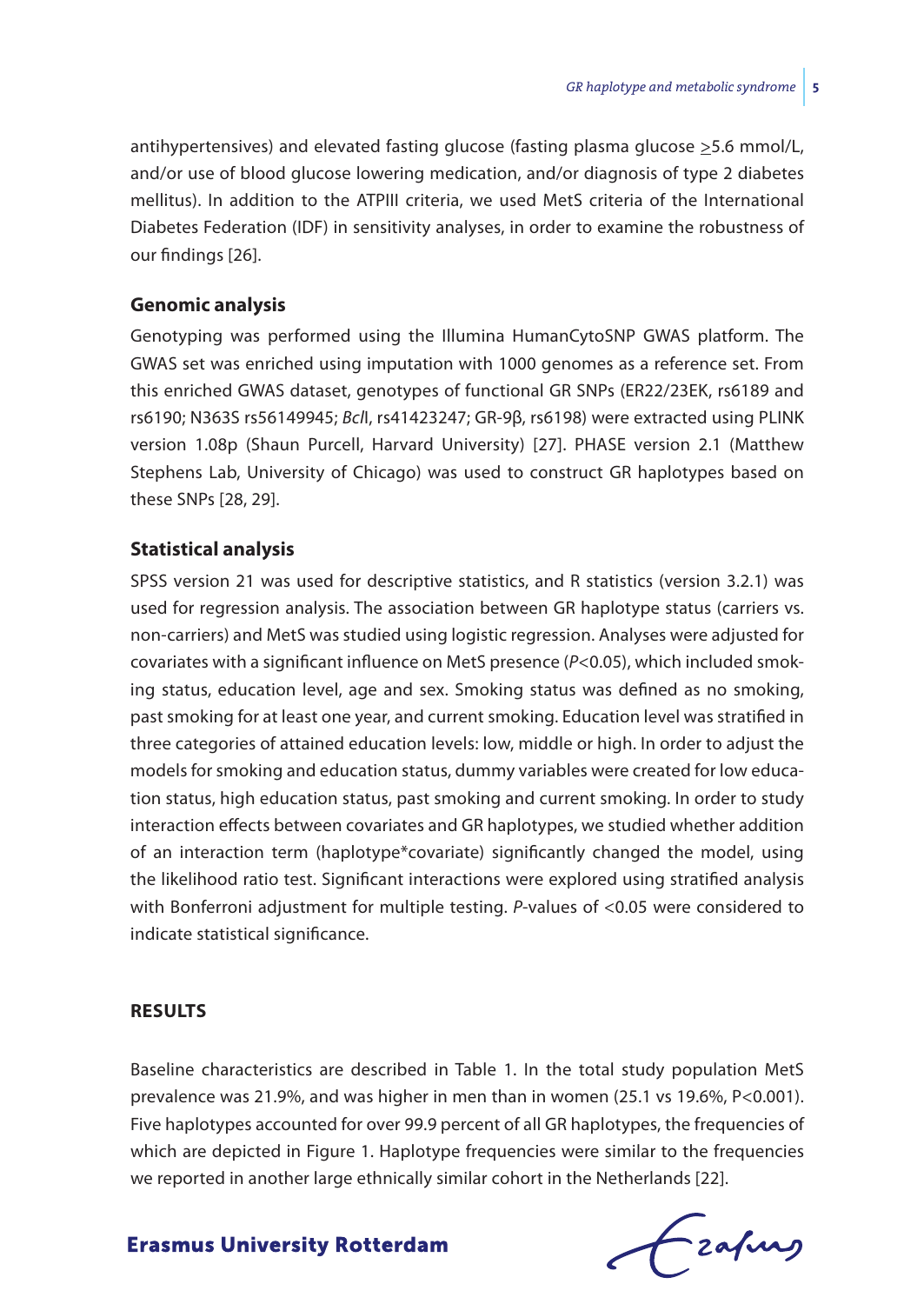antihypertensives) and elevated fasting glucose (fasting plasma glucose $\geq$5.6 mmol/L, and/or use of blood glucose lowering medication, and/or diagnosis of type 2 diabetes mellitus). In addition to the ATPIII criteria, we used MetS criteria of the International Diabetes Federation (IDF) in sensitivity analyses, in order to examine the robustness of our findings [26].

### Genomic analysis

Genotyping was performed using the Illumina HumanCytoSNP GWAS platform. The GWAS set was enriched using imputation with 1000 genomes as a reference set. From this enriched GWAS dataset, genotypes of functional GR SNPs (ER22/23EK, rs6189 and rs6190; N363S rs56149945; *Bcl*I, rs41423247; GR-9β, rs6198) were extracted using PLINK version 1.08p (Shaun Purcell, Harvard University) [27]. PHASE version 2.1 (Matthew Stephens Lab, University of Chicago) was used to construct GR haplotypes based on these SNPs [28, 29].

### Statistical analysis

SPSS version 21 was used for descriptive statistics, and R statistics (version 3.2.1) was used for regression analysis. The association between GR haplotype status (carriers vs. non-carriers) and MetS was studied using logistic regression. Analyses were adjusted for covariates with a significant influence on MetS presence ($P$<0.05), which included smoking status, education level, age and sex. Smoking status was defined as no smoking, past smoking for at least one year, and current smoking. Education level was stratified in three categories of attained education levels: low, middle or high. In order to adjust the models for smoking and education status, dummy variables were created for low education status, high education status, past smoking and current smoking. In order to study interaction effects between covariates and GR haplotypes, we studied whether addition of an interaction term (haplotype*covariate) significantly changed the model, using the likelihood ratio test. Significant interactions were explored using stratified analysis with Bonferroni adjustment for multiple testing. $P$-values of <0.05 were considered to indicate statistical significance.

## RESULTS

Baseline characteristics are described in Table 1. In the total study population MetS prevalence was 21.9%, and was higher in men than in women (25.1 vs 19.6%, P<0.001). Five haplotypes accounted for over 99.9 percent of all GR haplotypes, the frequencies of which are depicted in Figure 1. Haplotype frequencies were similar to the frequencies we reported in another large ethnically similar cohort in the Netherlands [22].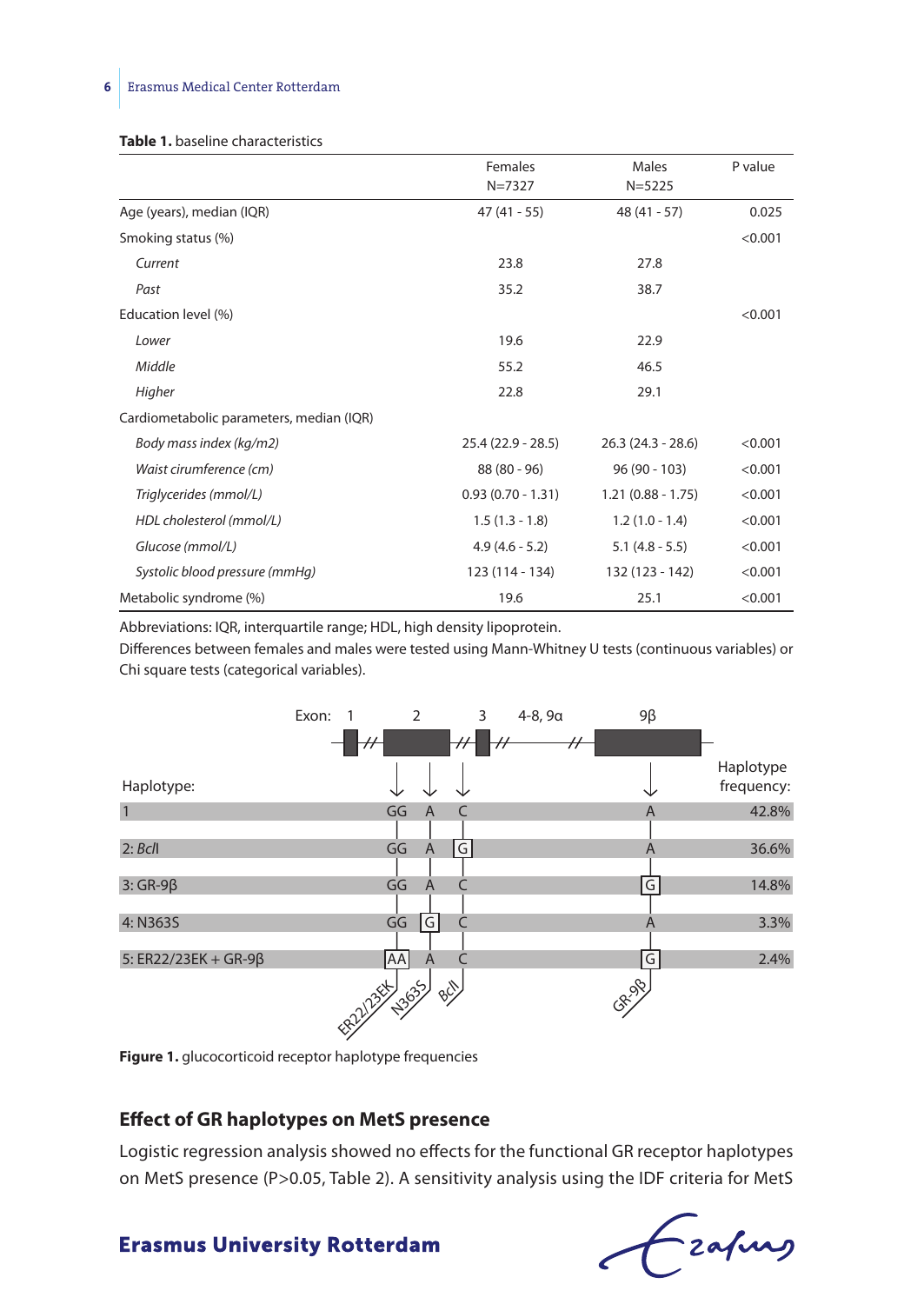**Table 1.** baseline characteristics

| | Females N=7327 | Males N=5225 | P value |
|---|---|---|---|
| Age (years), median (IQR) | 47 (41 - 55) | 48 (41 - 57) | 0.025 |
| Smoking status (%) | | | <0.001 |
| *Current* | 23.8 | 27.8 | |
| *Past* | 35.2 | 38.7 | |
| Education level (%) | | | <0.001 |
| *Lower* | 19.6 | 22.9 | |
| *Middle* | 55.2 | 46.5 | |
| *Higher* | 22.8 | 29.1 | |
| Cardiometabolic parameters, median (IQR) | | | |
| *Body mass index (kg/m2)* | 25.4 (22.9 - 28.5) | 26.3 (24.3 - 28.6) | <0.001 |
| *Waist cirumference (cm)* | 88 (80 - 96) | 96 (90 - 103) | <0.001 |
| *Triglycerides (mmol/L)* | 0.93 (0.70 - 1.31) | 1.21 (0.88 - 1.75) | <0.001 |
| *HDL cholesterol (mmol/L)* | 1.5 (1.3 - 1.8) | 1.2 (1.0 - 1.4) | <0.001 |
| *Glucose (mmol/L)* | 4.9 (4.6 - 5.2) | 5.1 (4.8 - 5.5) | <0.001 |
| *Systolic blood pressure (mmHg)* | 123 (114 - 134) | 132 (123 - 142) | <0.001 |
| Metabolic syndrome (%) | 19.6 | 25.1 | <0.001 |

Abbreviations: IQR, interquartile range; HDL, high density lipoprotein.
Differences between females and males were tested using Mann-Whitney U tests (continuous variables) or Chi square tests (categorical variables).

| Haplotype: | ER22/23EK (Exon 2) | N363S (Exon 2) | BclI | GR-9β (Exon 9β) | Haplotype frequency: |
|---|---|---|---|---|---|
| 1 | GG | A | C | A | 42.8% |
| 2: *BclI* | GG | A | G | A | 36.6% |
| 3: GR-9β | GG | A | C | G | 14.8% |
| 4: N363S | GG | G | C | A | 3.3% |
| 5: ER22/23EK + GR-9β | AA | A | C | G | 2.4% |

**Figure 1.** glucocorticoid receptor haplotype frequencies

## Effect of GR haplotypes on MetS presence

Logistic regression analysis showed no effects for the functional GR receptor haplotypes on MetS presence (P>0.05, Table 2). A sensitivity analysis using the IDF criteria for MetS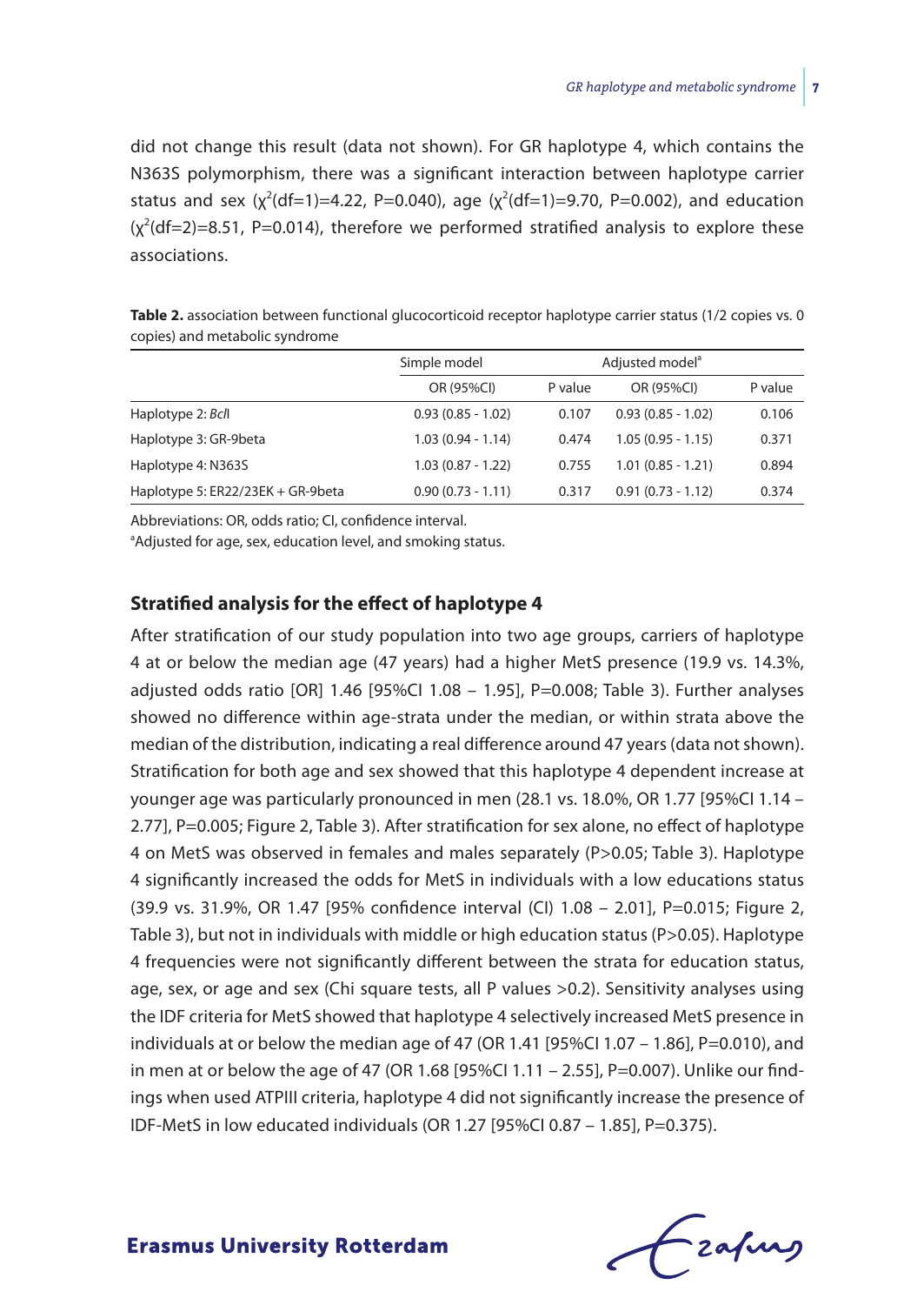did not change this result (data not shown). For GR haplotype 4, which contains the N363S polymorphism, there was a significant interaction between haplotype carrier status and sex ($\chi^2$(df=1)=4.22, P=0.040), age ($\chi^2$(df=1)=9.70, P=0.002), and education ($\chi^2$(df=2)=8.51, P=0.014), therefore we performed stratified analysis to explore these associations.

**Table 2.** association between functional glucocorticoid receptor haplotype carrier status (1/2 copies vs. 0 copies) and metabolic syndrome

| | Simple model | | Adjusted model[a] | |
|---|---|---|---|---|
| | OR (95%CI) | P value | OR (95%CI) | P value |
| Haplotype 2: *BclI* | 0.93 (0.85 - 1.02) | 0.107 | 0.93 (0.85 - 1.02) | 0.106 |
| Haplotype 3: GR-9beta | 1.03 (0.94 - 1.14) | 0.474 | 1.05 (0.95 - 1.15) | 0.371 |
| Haplotype 4: N363S | 1.03 (0.87 - 1.22) | 0.755 | 1.01 (0.85 - 1.21) | 0.894 |
| Haplotype 5: ER22/23EK + GR-9beta | 0.90 (0.73 - 1.11) | 0.317 | 0.91 (0.73 - 1.12) | 0.374 |

Abbreviations: OR, odds ratio; CI, confidence interval.
[a]Adjusted for age, sex, education level, and smoking status.

### Stratified analysis for the effect of haplotype 4

After stratification of our study population into two age groups, carriers of haplotype 4 at or below the median age (47 years) had a higher MetS presence (19.9 vs. 14.3%, adjusted odds ratio [OR] 1.46 [95%CI 1.08 – 1.95], P=0.008; Table 3). Further analyses showed no difference within age-strata under the median, or within strata above the median of the distribution, indicating a real difference around 47 years (data not shown). Stratification for both age and sex showed that this haplotype 4 dependent increase at younger age was particularly pronounced in men (28.1 vs. 18.0%, OR 1.77 [95%CI 1.14 – 2.77], P=0.005; Figure 2, Table 3). After stratification for sex alone, no effect of haplotype 4 on MetS was observed in females and males separately (P>0.05; Table 3). Haplotype 4 significantly increased the odds for MetS in individuals with a low educations status (39.9 vs. 31.9%, OR 1.47 [95% confidence interval (CI) 1.08 – 2.01], P=0.015; Figure 2, Table 3), but not in individuals with middle or high education status (P>0.05). Haplotype 4 frequencies were not significantly different between the strata for education status, age, sex, or age and sex (Chi square tests, all P values >0.2). Sensitivity analyses using the IDF criteria for MetS showed that haplotype 4 selectively increased MetS presence in individuals at or below the median age of 47 (OR 1.41 [95%CI 1.07 – 1.86], P=0.010), and in men at or below the age of 47 (OR 1.68 [95%CI 1.11 – 2.55], P=0.007). Unlike our findings when used ATPIII criteria, haplotype 4 did not significantly increase the presence of IDF-MetS in low educated individuals (OR 1.27 [95%CI 0.87 – 1.85], P=0.375).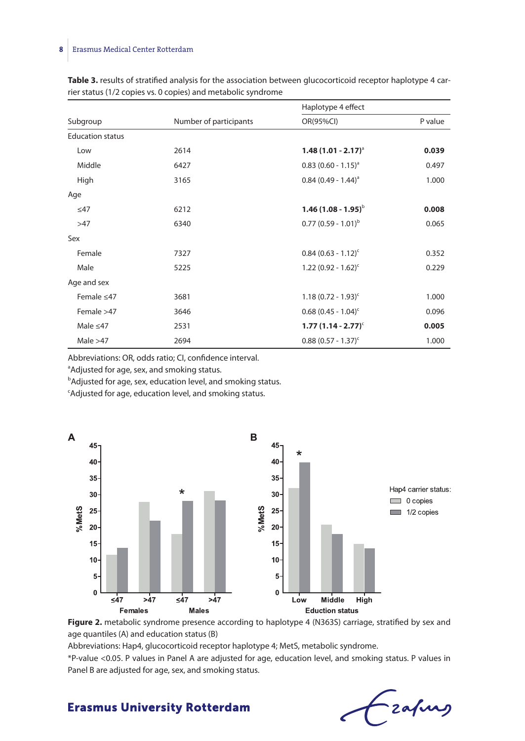**Table 3.** results of stratified analysis for the association between glucocorticoid receptor haplotype 4 carrier status (1/2 copies vs. 0 copies) and metabolic syndrome

| Subgroup | Number of participants | Haplotype 4 effect | |
|---|---|---|---|
| | | OR(95%CI) | P value |
| Education status | | | |
| Low | 2614 | **1.48 (1.01 - 2.17)**[a] | **0.039** |
| Middle | 6427 | 0.83 (0.60 - 1.15)[a] | 0.497 |
| High | 3165 | 0.84 (0.49 - 1.44)[a] | 1.000 |
| Age | | | |
| ≤47 | 6212 | **1.46 (1.08 - 1.95)**[b] | **0.008** |
| >47 | 6340 | 0.77 (0.59 - 1.01)[b] | 0.065 |
| Sex | | | |
| Female | 7327 | 0.84 (0.63 - 1.12)[c] | 0.352 |
| Male | 5225 | 1.22 (0.92 - 1.62)[c] | 0.229 |
| Age and sex | | | |
| Female ≤47 | 3681 | 1.18 (0.72 - 1.93)[c] | 1.000 |
| Female >47 | 3646 | 0.68 (0.45 - 1.04)[c] | 0.096 |
| Male ≤47 | 2531 | **1.77 (1.14 - 2.77)**[c] | **0.005** |
| Male >47 | 2694 | 0.88 (0.57 - 1.37)[c] | 1.000 |

Abbreviations: OR, odds ratio; CI, confidence interval.

[a]Adjusted for age, sex, and smoking status.

[b]Adjusted for age, sex, education level, and smoking status.

[c]Adjusted for age, education level, and smoking status.

**Figure 2.** metabolic syndrome presence according to haplotype 4 (N363S) carriage, stratified by sex and age quantiles (A) and education status (B)

Abbreviations: Hap4, glucocorticoid receptor haplotype 4; MetS, metabolic syndrome.

*P-value <0.05. P values in Panel A are adjusted for age, education level, and smoking status. P values in Panel B are adjusted for age, sex, and smoking status.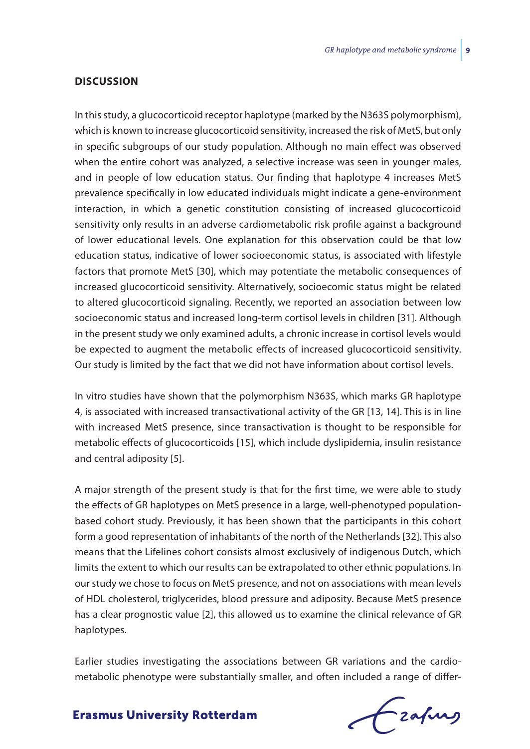## DISCUSSION

In this study, a glucocorticoid receptor haplotype (marked by the N363S polymorphism), which is known to increase glucocorticoid sensitivity, increased the risk of MetS, but only in specific subgroups of our study population. Although no main effect was observed when the entire cohort was analyzed, a selective increase was seen in younger males, and in people of low education status. Our finding that haplotype 4 increases MetS prevalence specifically in low educated individuals might indicate a gene-environment interaction, in which a genetic constitution consisting of increased glucocorticoid sensitivity only results in an adverse cardiometabolic risk profile against a background of lower educational levels. One explanation for this observation could be that low education status, indicative of lower socioeconomic status, is associated with lifestyle factors that promote MetS [30], which may potentiate the metabolic consequences of increased glucocorticoid sensitivity. Alternatively, socioecomic status might be related to altered glucocorticoid signaling. Recently, we reported an association between low socioeconomic status and increased long-term cortisol levels in children [31]. Although in the present study we only examined adults, a chronic increase in cortisol levels would be expected to augment the metabolic effects of increased glucocorticoid sensitivity. Our study is limited by the fact that we did not have information about cortisol levels.

In vitro studies have shown that the polymorphism N363S, which marks GR haplotype 4, is associated with increased transactivational activity of the GR [13, 14]. This is in line with increased MetS presence, since transactivation is thought to be responsible for metabolic effects of glucocorticoids [15], which include dyslipidemia, insulin resistance and central adiposity [5].

A major strength of the present study is that for the first time, we were able to study the effects of GR haplotypes on MetS presence in a large, well-phenotyped population-based cohort study. Previously, it has been shown that the participants in this cohort form a good representation of inhabitants of the north of the Netherlands [32]. This also means that the Lifelines cohort consists almost exclusively of indigenous Dutch, which limits the extent to which our results can be extrapolated to other ethnic populations. In our study we chose to focus on MetS presence, and not on associations with mean levels of HDL cholesterol, triglycerides, blood pressure and adiposity. Because MetS presence has a clear prognostic value [2], this allowed us to examine the clinical relevance of GR haplotypes.

Earlier studies investigating the associations between GR variations and the cardio-metabolic phenotype were substantially smaller, and often included a range of differ-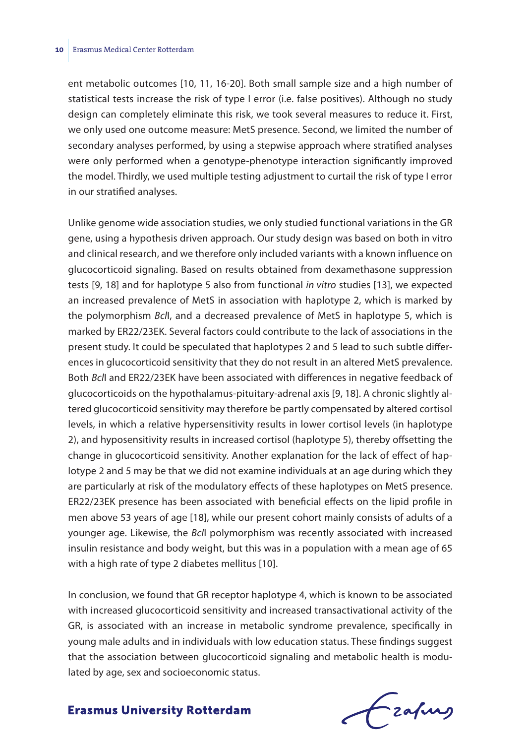ent metabolic outcomes [10, 11, 16-20]. Both small sample size and a high number of statistical tests increase the risk of type I error (i.e. false positives). Although no study design can completely eliminate this risk, we took several measures to reduce it. First, we only used one outcome measure: MetS presence. Second, we limited the number of secondary analyses performed, by using a stepwise approach where stratified analyses were only performed when a genotype-phenotype interaction significantly improved the model. Thirdly, we used multiple testing adjustment to curtail the risk of type I error in our stratified analyses.

Unlike genome wide association studies, we only studied functional variations in the GR gene, using a hypothesis driven approach. Our study design was based on both in vitro and clinical research, and we therefore only included variants with a known influence on glucocorticoid signaling. Based on results obtained from dexamethasone suppression tests [9, 18] and for haplotype 5 also from functional *in vitro* studies [13], we expected an increased prevalence of MetS in association with haplotype 2, which is marked by the polymorphism *Bcl*I, and a decreased prevalence of MetS in haplotype 5, which is marked by ER22/23EK. Several factors could contribute to the lack of associations in the present study. It could be speculated that haplotypes 2 and 5 lead to such subtle differences in glucocorticoid sensitivity that they do not result in an altered MetS prevalence. Both *Bcl*I and ER22/23EK have been associated with differences in negative feedback of glucocorticoids on the hypothalamus-pituitary-adrenal axis [9, 18]. A chronic slightly altered glucocorticoid sensitivity may therefore be partly compensated by altered cortisol levels, in which a relative hypersensitivity results in lower cortisol levels (in haplotype 2), and hyposensitivity results in increased cortisol (haplotype 5), thereby offsetting the change in glucocorticoid sensitivity. Another explanation for the lack of effect of haplotype 2 and 5 may be that we did not examine individuals at an age during which they are particularly at risk of the modulatory effects of these haplotypes on MetS presence. ER22/23EK presence has been associated with beneficial effects on the lipid profile in men above 53 years of age [18], while our present cohort mainly consists of adults of a younger age. Likewise, the *Bcl*I polymorphism was recently associated with increased insulin resistance and body weight, but this was in a population with a mean age of 65 with a high rate of type 2 diabetes mellitus [10].

In conclusion, we found that GR receptor haplotype 4, which is known to be associated with increased glucocorticoid sensitivity and increased transactivational activity of the GR, is associated with an increase in metabolic syndrome prevalence, specifically in young male adults and in individuals with low education status. These findings suggest that the association between glucocorticoid signaling and metabolic health is modulated by age, sex and socioeconomic status.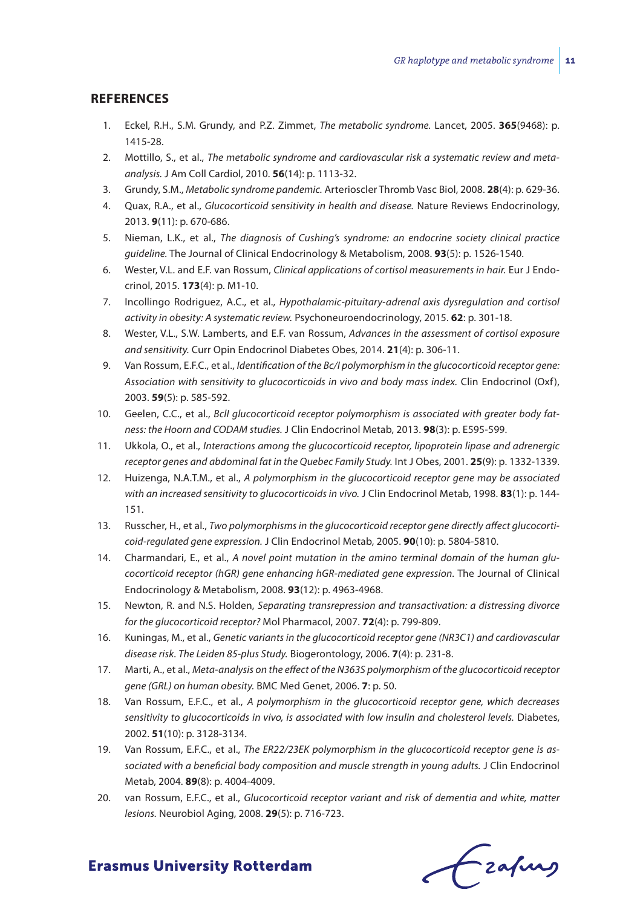## REFERENCES

1. Eckel, R.H., S.M. Grundy, and P.Z. Zimmet, *The metabolic syndrome.* Lancet, 2005. **365**(9468): p. 1415-28.
2. Mottillo, S., et al., *The metabolic syndrome and cardiovascular risk a systematic review and meta-analysis.* J Am Coll Cardiol, 2010. **56**(14): p. 1113-32.
3. Grundy, S.M., *Metabolic syndrome pandemic.* Arterioscler Thromb Vasc Biol, 2008. **28**(4): p. 629-36.
4. Quax, R.A., et al., *Glucocorticoid sensitivity in health and disease.* Nature Reviews Endocrinology, 2013. **9**(11): p. 670-686.
5. Nieman, L.K., et al., *The diagnosis of Cushing's syndrome: an endocrine society clinical practice guideline.* The Journal of Clinical Endocrinology & Metabolism, 2008. **93**(5): p. 1526-1540.
6. Wester, V.L. and E.F. van Rossum, *Clinical applications of cortisol measurements in hair.* Eur J Endocrinol, 2015. **173**(4): p. M1-10.
7. Incollingo Rodriguez, A.C., et al., *Hypothalamic-pituitary-adrenal axis dysregulation and cortisol activity in obesity: A systematic review.* Psychoneuroendocrinology, 2015. **62**: p. 301-18.
8. Wester, V.L., S.W. Lamberts, and E.F. van Rossum, *Advances in the assessment of cortisol exposure and sensitivity.* Curr Opin Endocrinol Diabetes Obes, 2014. **21**(4): p. 306-11.
9. Van Rossum, E.F.C., et al., *Identification of the Bc/I polymorphism in the glucocorticoid receptor gene: Association with sensitivity to glucocorticoids in vivo and body mass index.* Clin Endocrinol (Oxf), 2003. **59**(5): p. 585-592.
10. Geelen, C.C., et al., *BclI glucocorticoid receptor polymorphism is associated with greater body fatness: the Hoorn and CODAM studies.* J Clin Endocrinol Metab, 2013. **98**(3): p. E595-599.
11. Ukkola, O., et al., *Interactions among the glucocorticoid receptor, lipoprotein lipase and adrenergic receptor genes and abdominal fat in the Quebec Family Study.* Int J Obes, 2001. **25**(9): p. 1332-1339.
12. Huizenga, N.A.T.M., et al., *A polymorphism in the glucocorticoid receptor gene may be associated with an increased sensitivity to glucocorticoids in vivo.* J Clin Endocrinol Metab, 1998. **83**(1): p. 144-151.
13. Russcher, H., et al., *Two polymorphisms in the glucocorticoid receptor gene directly affect glucocorticoid-regulated gene expression.* J Clin Endocrinol Metab, 2005. **90**(10): p. 5804-5810.
14. Charmandari, E., et al., *A novel point mutation in the amino terminal domain of the human glucocorticoid receptor (hGR) gene enhancing hGR-mediated gene expression.* The Journal of Clinical Endocrinology & Metabolism, 2008. **93**(12): p. 4963-4968.
15. Newton, R. and N.S. Holden, *Separating transrepression and transactivation: a distressing divorce for the glucocorticoid receptor?* Mol Pharmacol, 2007. **72**(4): p. 799-809.
16. Kuningas, M., et al., *Genetic variants in the glucocorticoid receptor gene (NR3C1) and cardiovascular disease risk. The Leiden 85-plus Study.* Biogerontology, 2006. **7**(4): p. 231-8.
17. Marti, A., et al., *Meta-analysis on the effect of the N363S polymorphism of the glucocorticoid receptor gene (GRL) on human obesity.* BMC Med Genet, 2006. **7**: p. 50.
18. Van Rossum, E.F.C., et al., *A polymorphism in the glucocorticoid receptor gene, which decreases sensitivity to glucocorticoids in vivo, is associated with low insulin and cholesterol levels.* Diabetes, 2002. **51**(10): p. 3128-3134.
19. Van Rossum, E.F.C., et al., *The ER22/23EK polymorphism in the glucocorticoid receptor gene is associated with a beneficial body composition and muscle strength in young adults.* J Clin Endocrinol Metab, 2004. **89**(8): p. 4004-4009.
20. van Rossum, E.F.C., et al., *Glucocorticoid receptor variant and risk of dementia and white, matter lesions.* Neurobiol Aging, 2008. **29**(5): p. 716-723.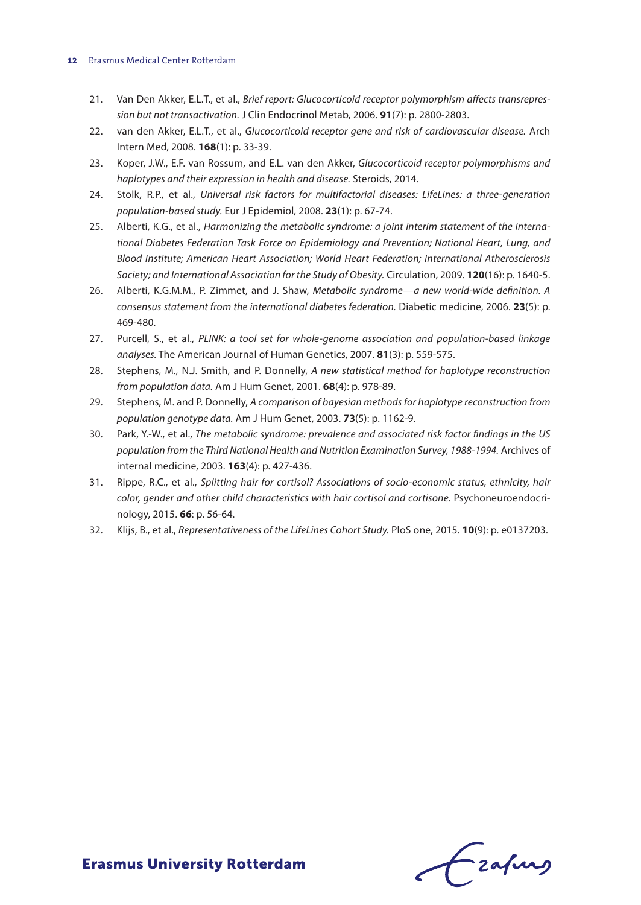21. Van Den Akker, E.L.T., et al., *Brief report: Glucocorticoid receptor polymorphism affects transrepression but not transactivation.* J Clin Endocrinol Metab, 2006. **91**(7): p. 2800-2803.
22. van den Akker, E.L.T., et al., *Glucocorticoid receptor gene and risk of cardiovascular disease.* Arch Intern Med, 2008. **168**(1): p. 33-39.
23. Koper, J.W., E.F. van Rossum, and E.L. van den Akker, *Glucocorticoid receptor polymorphisms and haplotypes and their expression in health and disease.* Steroids, 2014.
24. Stolk, R.P., et al., *Universal risk factors for multifactorial diseases: LifeLines: a three-generation population-based study.* Eur J Epidemiol, 2008. **23**(1): p. 67-74.
25. Alberti, K.G., et al., *Harmonizing the metabolic syndrome: a joint interim statement of the International Diabetes Federation Task Force on Epidemiology and Prevention; National Heart, Lung, and Blood Institute; American Heart Association; World Heart Federation; International Atherosclerosis Society; and International Association for the Study of Obesity.* Circulation, 2009. **120**(16): p. 1640-5.
26. Alberti, K.G.M.M., P. Zimmet, and J. Shaw, *Metabolic syndrome—a new world-wide definition. A consensus statement from the international diabetes federation.* Diabetic medicine, 2006. **23**(5): p. 469-480.
27. Purcell, S., et al., *PLINK: a tool set for whole-genome association and population-based linkage analyses.* The American Journal of Human Genetics, 2007. **81**(3): p. 559-575.
28. Stephens, M., N.J. Smith, and P. Donnelly, *A new statistical method for haplotype reconstruction from population data.* Am J Hum Genet, 2001. **68**(4): p. 978-89.
29. Stephens, M. and P. Donnelly, *A comparison of bayesian methods for haplotype reconstruction from population genotype data.* Am J Hum Genet, 2003. **73**(5): p. 1162-9.
30. Park, Y.-W., et al., *The metabolic syndrome: prevalence and associated risk factor findings in the US population from the Third National Health and Nutrition Examination Survey, 1988-1994.* Archives of internal medicine, 2003. **163**(4): p. 427-436.
31. Rippe, R.C., et al., *Splitting hair for cortisol? Associations of socio-economic status, ethnicity, hair color, gender and other child characteristics with hair cortisol and cortisone.* Psychoneuroendocrinology, 2015. **66**: p. 56-64.
32. Klijs, B., et al., *Representativeness of the LifeLines Cohort Study.* PloS one, 2015. **10**(9): p. e0137203.